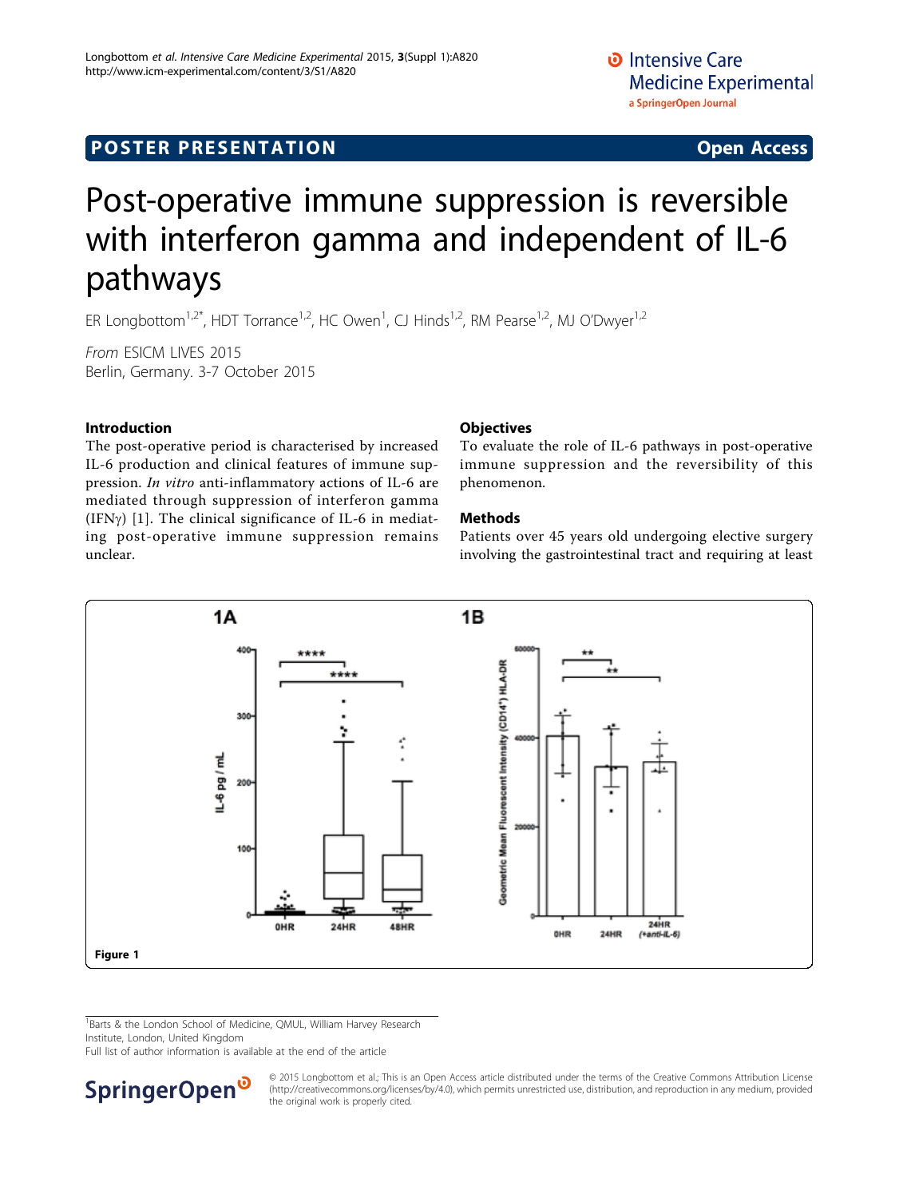## POSTER PRESENTATION

# Post-operative immune suppression is reversible with interferon gamma and independent of IL-6 pathways

ER Longbottom[1,2*], HDT Torrance[1,2], HC Owen[1], CJ Hinds[1,2], RM Pearse[1,2], MJ O'Dwyer[1,2]

*From* ESICM LIVES 2015
Berlin, Germany. 3-7 October 2015

### Introduction

The post-operative period is characterised by increased IL-6 production and clinical features of immune suppression. *In vitro* anti-inflammatory actions of IL-6 are mediated through suppression of interferon gamma (IFNγ) [1]. The clinical significance of IL-6 in mediating post-operative immune suppression remains unclear.

### Objectives

To evaluate the role of IL-6 pathways in post-operative immune suppression and the reversibility of this phenomenon.

### Methods

Patients over 45 years old undergoing elective surgery involving the gastrointestinal tract and requiring at least

Figure 1

[1]Barts & the London School of Medicine, QMUL, William Harvey Research Institute, London, United Kingdom
Full list of author information is available at the end of the article

© 2015 Longbottom et al.; This is an Open Access article distributed under the terms of the Creative Commons Attribution License (http://creativecommons.org/licenses/by/4.0), which permits unrestricted use, distribution, and reproduction in any medium, provided the original work is properly cited.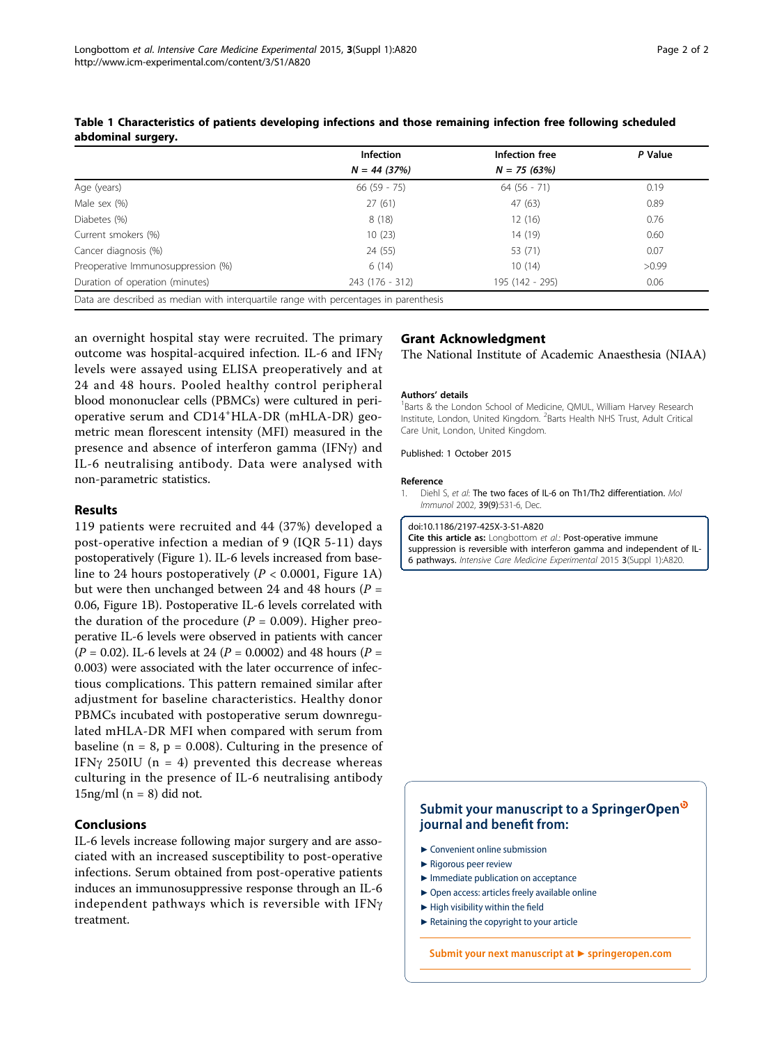**Table 1 Characteristics of patients developing infections and those remaining infection free following scheduled abdominal surgery.**

| | Infection *N = 44 (37%)* | Infection free *N = 75 (63%)* | *P* Value |
|---|---|---|---|
| Age (years) | 66 (59 - 75) | 64 (56 - 71) | 0.19 |
| Male sex (%) | 27 (61) | 47 (63) | 0.89 |
| Diabetes (%) | 8 (18) | 12 (16) | 0.76 |
| Current smokers (%) | 10 (23) | 14 (19) | 0.60 |
| Cancer diagnosis (%) | 24 (55) | 53 (71) | 0.07 |
| Preoperative Immunosuppression (%) | 6 (14) | 10 (14) | >0.99 |
| Duration of operation (minutes) | 243 (176 - 312) | 195 (142 - 295) | 0.06 |

Data are described as median with interquartile range with percentages in parenthesis

an overnight hospital stay were recruited. The primary outcome was hospital-acquired infection. IL-6 and IFNγ levels were assayed using ELISA preoperatively and at 24 and 48 hours. Pooled healthy control peripheral blood mononuclear cells (PBMCs) were cultured in perioperative serum and $CD14^{+}$HLA-DR (mHLA-DR) geometric mean florescent intensity (MFI) measured in the presence and absence of interferon gamma (IFNγ) and IL-6 neutralising antibody. Data were analysed with non-parametric statistics.

## Results

119 patients were recruited and 44 (37%) developed a post-operative infection a median of 9 (IQR 5-11) days postoperatively (Figure 1). IL-6 levels increased from baseline to 24 hours postoperatively ($P < 0.0001$, Figure 1A) but were then unchanged between 24 and 48 hours ($P = 0.06$, Figure 1B). Postoperative IL-6 levels correlated with the duration of the procedure ($P = 0.009$). Higher preoperative IL-6 levels were observed in patients with cancer ($P = 0.02$). IL-6 levels at 24 ($P = 0.0002$) and 48 hours ($P = 0.003$) were associated with the later occurrence of infectious complications. This pattern remained similar after adjustment for baseline characteristics. Healthy donor PBMCs incubated with postoperative serum downregulated mHLA-DR MFI when compared with serum from baseline ($n = 8$, $p = 0.008$). Culturing in the presence of IFNγ 250IU ($n = 4$) prevented this decrease whereas culturing in the presence of IL-6 neutralising antibody 15ng/ml ($n = 8$) did not.

## Conclusions

IL-6 levels increase following major surgery and are associated with an increased susceptibility to post-operative infections. Serum obtained from post-operative patients induces an immunosuppressive response through an IL-6 independent pathways which is reversible with IFNγ treatment.

## Grant Acknowledgment

The National Institute of Academic Anaesthesia (NIAA)

### Authors' details

[1]Barts & the London School of Medicine, QMUL, William Harvey Research Institute, London, United Kingdom. [2]Barts Health NHS Trust, Adult Critical Care Unit, London, United Kingdom.

Published: 1 October 2015

### Reference

1. Diehl S, *et al*: The two faces of IL-6 on Th1/Th2 differentiation. *Mol Immunol* 2002, **39(9)**:531-6, Dec.

doi:10.1186/2197-425X-3-S1-A820
**Cite this article as:** Longbottom *et al.*: Post-operative immune suppression is reversible with interferon gamma and independent of IL-6 pathways. *Intensive Care Medicine Experimental* 2015 **3**(Suppl 1):A820.

**Submit your manuscript to a SpringerOpen journal and benefit from:**

- Convenient online submission
- Rigorous peer review
- Immediate publication on acceptance
- Open access: articles freely available online
- High visibility within the field
- Retaining the copyright to your article

**Submit your next manuscript at ► springeropen.com**